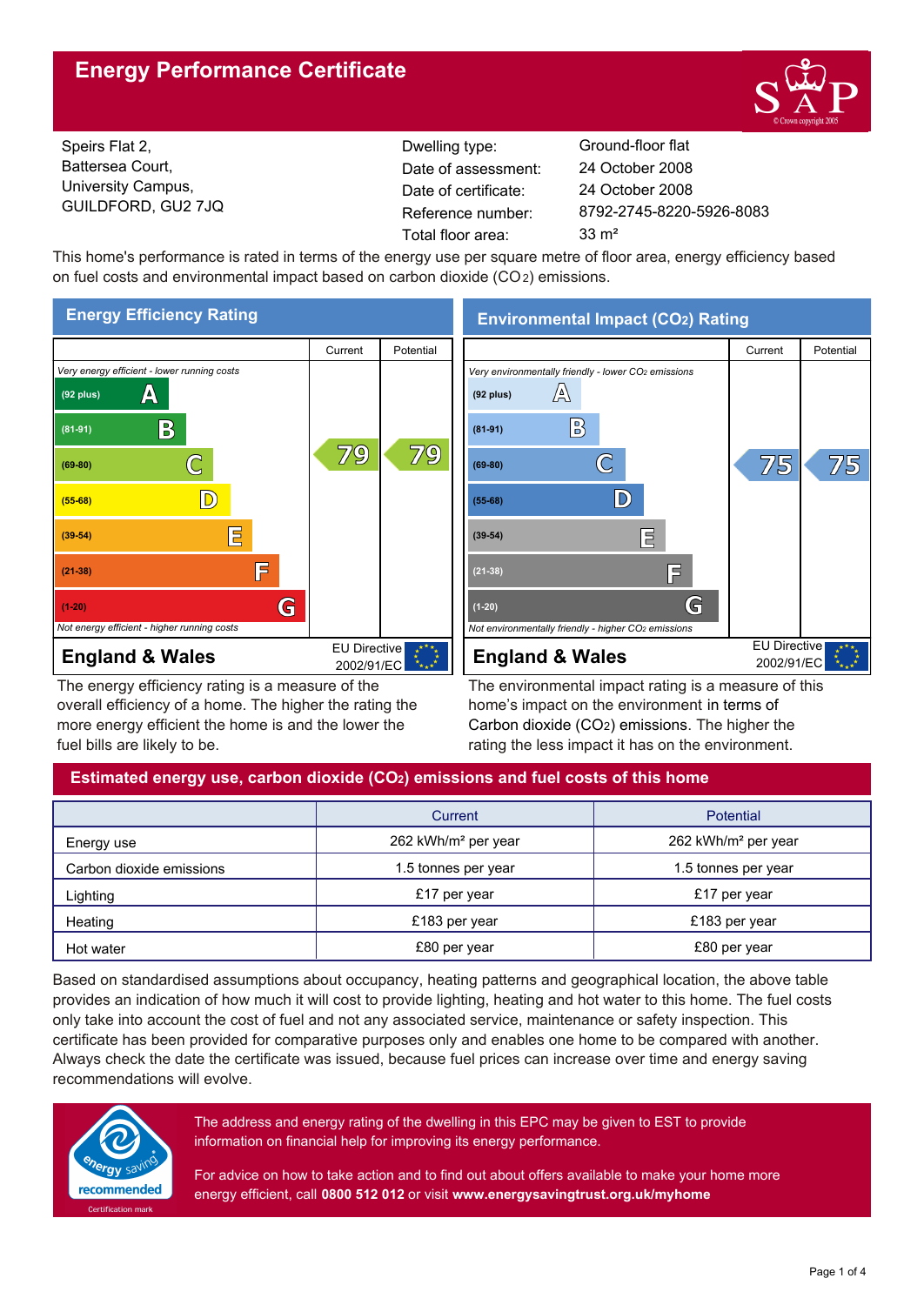# Energy Performance Certificate

Speirs Flat 2,
Battersea Court,
University Campus,
GUILDFORD, GU2 7JQ

| | |
|---|---|
| Dwelling type: | Ground-floor flat |
| Date of assessment: | 24 October 2008 |
| Date of certificate: | 24 October 2008 |
| Reference number: | 8792-2745-8220-5926-8083 |
| Total floor area: | 33 m² |

This home's performance is rated in terms of the energy use per square metre of floor area, energy efficiency based on fuel costs and environmental impact based on carbon dioxide ($CO_2$) emissions.

## Energy Efficiency Rating

| | Current | Potential |
|---|---|---|
| *Very energy efficient - lower running costs* | | |
| (92 plus) A | | |
| (81-91) B | | |
| (69-80) C | 79 | 79 |
| (55-68) D | | |
| (39-54) E | | |
| (21-38) F | | |
| (1-20) G | | |
| *Not energy efficient - higher running costs* | | |

**England & Wales** — EU Directive 2002/91/EC

The energy efficiency rating is a measure of the overall efficiency of a home. The higher the rating the more energy efficient the home is and the lower the fuel bills are likely to be.

## Environmental Impact ($CO_2$) Rating

| | Current | Potential |
|---|---|---|
| *Very environmentally friendly - lower $CO_2$ emissions* | | |
| (92 plus) A | | |
| (81-91) B | | |
| (69-80) C | 75 | 75 |
| (55-68) D | | |
| (39-54) E | | |
| (21-38) F | | |
| (1-20) G | | |
| *Not environmentally friendly - higher $CO_2$ emissions* | | |

**England & Wales** — EU Directive 2002/91/EC

The environmental impact rating is a measure of this home's impact on the environment in terms of Carbon dioxide ($CO_2$) emissions. The higher the rating the less impact it has on the environment.

## Estimated energy use, carbon dioxide ($CO_2$) emissions and fuel costs of this home

| | Current | Potential |
|---|---|---|
| Energy use | 262 kWh/m² per year | 262 kWh/m² per year |
| Carbon dioxide emissions | 1.5 tonnes per year | 1.5 tonnes per year |
| Lighting | £17 per year | £17 per year |
| Heating | £183 per year | £183 per year |
| Hot water | £80 per year | £80 per year |

Based on standardised assumptions about occupancy, heating patterns and geographical location, the above table provides an indication of how much it will cost to provide lighting, heating and hot water to this home. The fuel costs only take into account the cost of fuel and not any associated service, maintenance or safety inspection. This certificate has been provided for comparative purposes only and enables one home to be compared with another. Always check the date the certificate was issued, because fuel prices can increase over time and energy saving recommendations will evolve.

energy saving recommended — Certification mark

The address and energy rating of the dwelling in this EPC may be given to EST to provide information on financial help for improving its energy performance.

For advice on how to take action and to find out about offers available to make your home more energy efficient, call **0800 512 012** or visit **www.energysavingtrust.org.uk/myhome**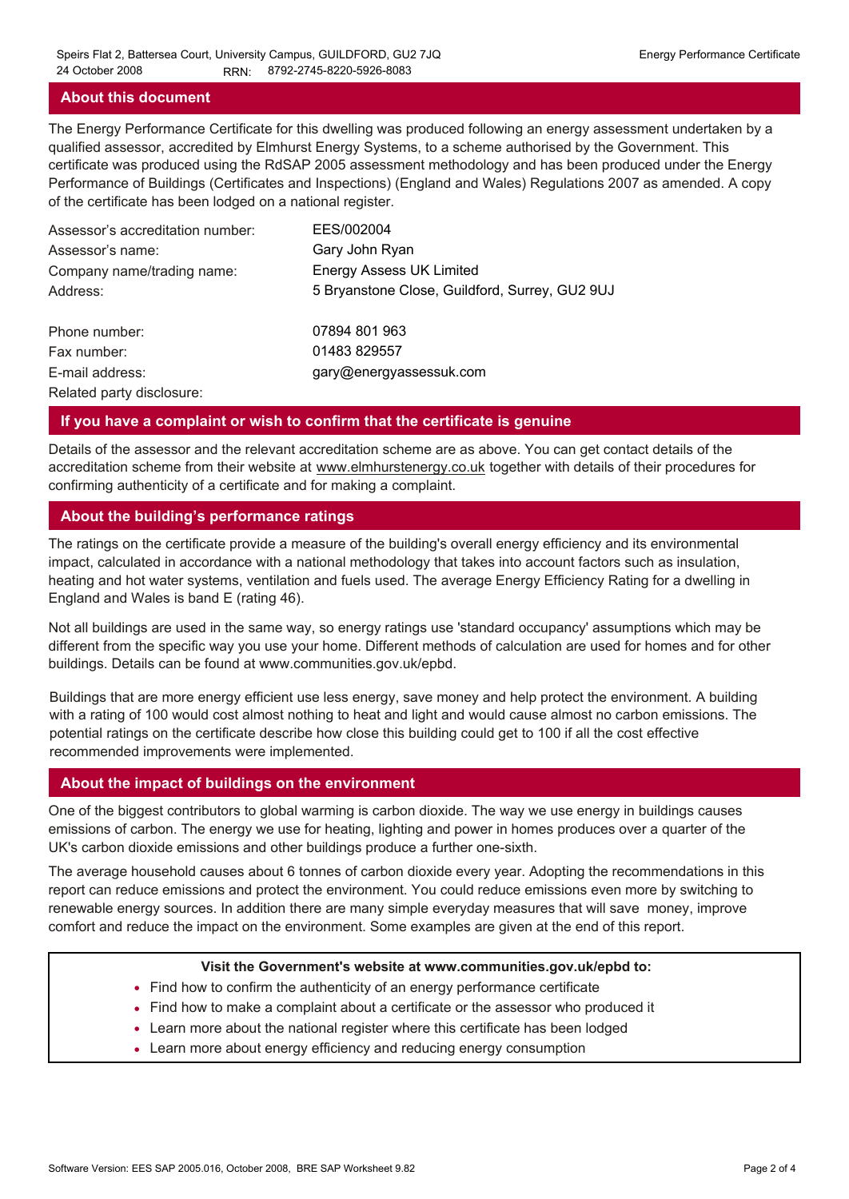## About this document

The Energy Performance Certificate for this dwelling was produced following an energy assessment undertaken by a qualified assessor, accredited by Elmhurst Energy Systems, to a scheme authorised by the Government. This certificate was produced using the RdSAP 2005 assessment methodology and has been produced under the Energy Performance of Buildings (Certificates and Inspections) (England and Wales) Regulations 2007 as amended. A copy of the certificate has been lodged on a national register.

| | |
|---|---|
| Assessor's accreditation number: | EES/002004 |
| Assessor's name: | Gary John Ryan |
| Company name/trading name: | Energy Assess UK Limited |
| Address: | 5 Bryanstone Close, Guildford, Surrey, GU2 9UJ |
| Phone number: | 07894 801 963 |
| Fax number: | 01483 829557 |
| E-mail address: | gary@energyassessuk.com |
| Related party disclosure: | |

## If you have a complaint or wish to confirm that the certificate is genuine

Details of the assessor and the relevant accreditation scheme are as above. You can get contact details of the accreditation scheme from their website at www.elmhurstenergy.co.uk together with details of their procedures for confirming authenticity of a certificate and for making a complaint.

## About the building's performance ratings

The ratings on the certificate provide a measure of the building's overall energy efficiency and its environmental impact, calculated in accordance with a national methodology that takes into account factors such as insulation, heating and hot water systems, ventilation and fuels used. The average Energy Efficiency Rating for a dwelling in England and Wales is band E (rating 46).

Not all buildings are used in the same way, so energy ratings use 'standard occupancy' assumptions which may be different from the specific way you use your home. Different methods of calculation are used for homes and for other buildings. Details can be found at www.communities.gov.uk/epbd.

Buildings that are more energy efficient use less energy, save money and help protect the environment. A building with a rating of 100 would cost almost nothing to heat and light and would cause almost no carbon emissions. The potential ratings on the certificate describe how close this building could get to 100 if all the cost effective recommended improvements were implemented.

## About the impact of buildings on the environment

One of the biggest contributors to global warming is carbon dioxide. The way we use energy in buildings causes emissions of carbon. The energy we use for heating, lighting and power in homes produces over a quarter of the UK's carbon dioxide emissions and other buildings produce a further one-sixth.

The average household causes about 6 tonnes of carbon dioxide every year. Adopting the recommendations in this report can reduce emissions and protect the environment. You could reduce emissions even more by switching to renewable energy sources. In addition there are many simple everyday measures that will save money, improve comfort and reduce the impact on the environment. Some examples are given at the end of this report.

**Visit the Government's website at www.communities.gov.uk/epbd to:**

- Find how to confirm the authenticity of an energy performance certificate
- Find how to make a complaint about a certificate or the assessor who produced it
- Learn more about the national register where this certificate has been lodged
- Learn more about energy efficiency and reducing energy consumption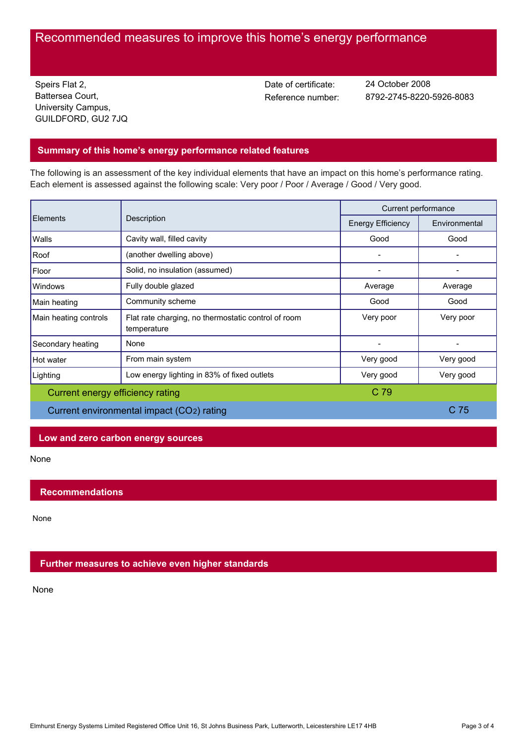# Recommended measures to improve this home's energy performance

Speirs Flat 2,
Battersea Court,
University Campus,
GUILDFORD, GU2 7JQ

Date of certificate: 24 October 2008
Reference number: 8792-2745-8220-5926-8083

## Summary of this home's energy performance related features

The following is an assessment of the key individual elements that have an impact on this home's performance rating. Each element is assessed against the following scale: Very poor / Poor / Average / Good / Very good.

| Elements | Description | Current performance | |
|---|---|---|---|
| | | Energy Efficiency | Environmental |
| Walls | Cavity wall, filled cavity | Good | Good |
| Roof | (another dwelling above) | - | - |
| Floor | Solid, no insulation (assumed) | - | - |
| Windows | Fully double glazed | Average | Average |
| Main heating | Community scheme | Good | Good |
| Main heating controls | Flat rate charging, no thermostatic control of room temperature | Very poor | Very poor |
| Secondary heating | None | - | - |
| Hot water | From main system | Very good | Very good |
| Lighting | Low energy lighting in 83% of fixed outlets | Very good | Very good |
| Current energy efficiency rating | | C 79 | |
| Current environmental impact ($CO_2$) rating | | | C 75 |

## Low and zero carbon energy sources

None

## Recommendations

None

## Further measures to achieve even higher standards

None

Elmhurst Energy Systems Limited Registered Office Unit 16, St Johns Business Park, Lutterworth, Leicestershire LE17 4HB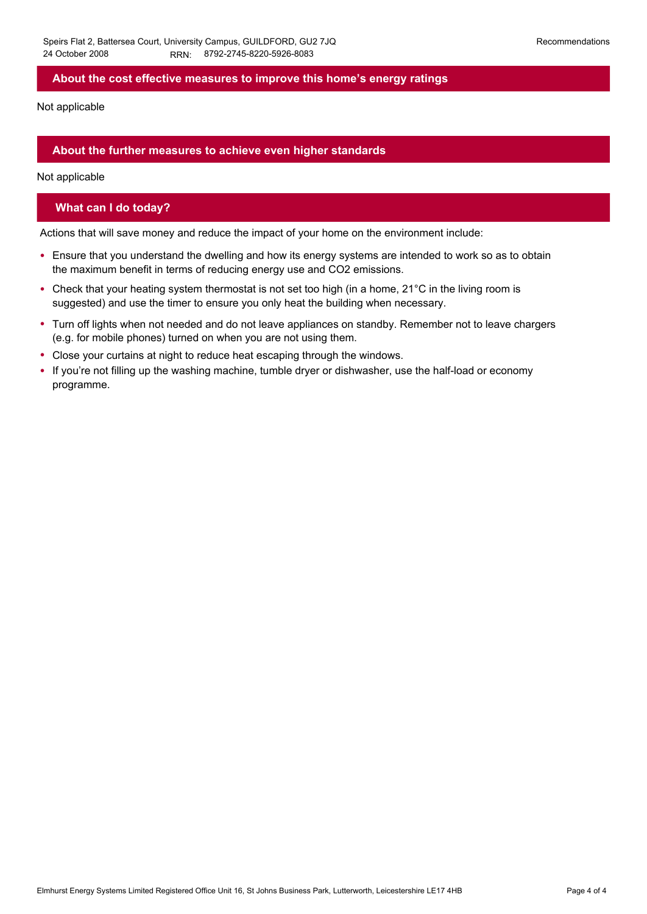## About the cost effective measures to improve this home's energy ratings

Not applicable

## About the further measures to achieve even higher standards

Not applicable

## What can I do today?

Actions that will save money and reduce the impact of your home on the environment include:

- Ensure that you understand the dwelling and how its energy systems are intended to work so as to obtain the maximum benefit in terms of reducing energy use and $CO_2$ emissions.
- Check that your heating system thermostat is not set too high (in a home, 21°C in the living room is suggested) and use the timer to ensure you only heat the building when necessary.
- Turn off lights when not needed and do not leave appliances on standby. Remember not to leave chargers (e.g. for mobile phones) turned on when you are not using them.
- Close your curtains at night to reduce heat escaping through the windows.
- If you're not filling up the washing machine, tumble dryer or dishwasher, use the half-load or economy programme.